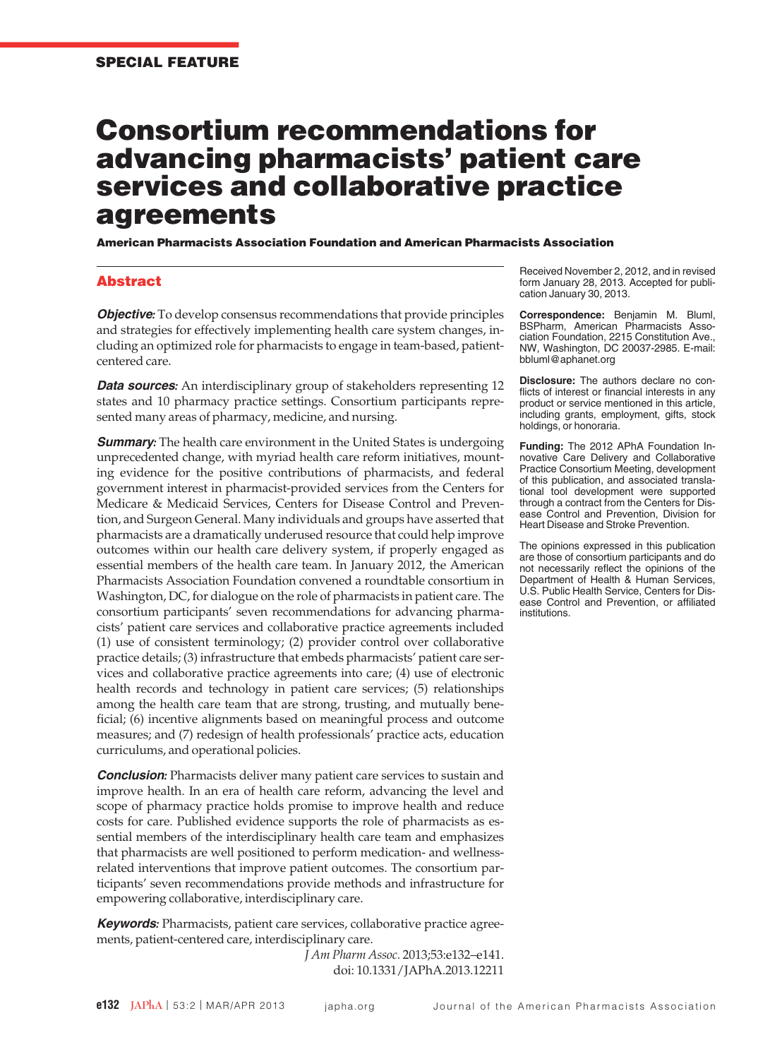SPECIAL FEATURE

# Consortium recommendations for advancing pharmacists' patient care services and collaborative practice agreements

**American Pharmacists Association Foundation and American Pharmacists Association**

## Abstract

***Objective:*** To develop consensus recommendations that provide principles and strategies for effectively implementing health care system changes, including an optimized role for pharmacists to engage in team-based, patient-centered care.

***Data sources:*** An interdisciplinary group of stakeholders representing 12 states and 10 pharmacy practice settings. Consortium participants represented many areas of pharmacy, medicine, and nursing.

***Summary:*** The health care environment in the United States is undergoing unprecedented change, with myriad health care reform initiatives, mounting evidence for the positive contributions of pharmacists, and federal government interest in pharmacist-provided services from the Centers for Medicare & Medicaid Services, Centers for Disease Control and Prevention, and Surgeon General. Many individuals and groups have asserted that pharmacists are a dramatically underused resource that could help improve outcomes within our health care delivery system, if properly engaged as essential members of the health care team. In January 2012, the American Pharmacists Association Foundation convened a roundtable consortium in Washington, DC, for dialogue on the role of pharmacists in patient care. The consortium participants' seven recommendations for advancing pharmacists' patient care services and collaborative practice agreements included (1) use of consistent terminology; (2) provider control over collaborative practice details; (3) infrastructure that embeds pharmacists' patient care services and collaborative practice agreements into care; (4) use of electronic health records and technology in patient care services; (5) relationships among the health care team that are strong, trusting, and mutually beneficial; (6) incentive alignments based on meaningful process and outcome measures; and (7) redesign of health professionals' practice acts, education curriculums, and operational policies.

***Conclusion:*** Pharmacists deliver many patient care services to sustain and improve health. In an era of health care reform, advancing the level and scope of pharmacy practice holds promise to improve health and reduce costs for care. Published evidence supports the role of pharmacists as essential members of the interdisciplinary health care team and emphasizes that pharmacists are well positioned to perform medication- and wellness-related interventions that improve patient outcomes. The consortium participants' seven recommendations provide methods and infrastructure for empowering collaborative, interdisciplinary care.

***Keywords:*** Pharmacists, patient care services, collaborative practice agreements, patient-centered care, interdisciplinary care.

*J Am Pharm Assoc.* 2013;53:e132–e141.
doi: 10.1331/JAPhA.2013.12211

Received November 2, 2012, and in revised form January 28, 2013. Accepted for publication January 30, 2013.

**Correspondence:** Benjamin M. Bluml, BSPharm, American Pharmacists Association Foundation, 2215 Constitution Ave., NW, Washington, DC 20037-2985. E-mail: bbluml@aphanet.org

**Disclosure:** The authors declare no conflicts of interest or financial interests in any product or service mentioned in this article, including grants, employment, gifts, stock holdings, or honoraria.

**Funding:** The 2012 APhA Foundation Innovative Care Delivery and Collaborative Practice Consortium Meeting, development of this publication, and associated translational tool development were supported through a contract from the Centers for Disease Control and Prevention, Division for Heart Disease and Stroke Prevention.

The opinions expressed in this publication are those of consortium participants and do not necessarily reflect the opinions of the Department of Health & Human Services, U.S. Public Health Service, Centers for Disease Control and Prevention, or affiliated institutions.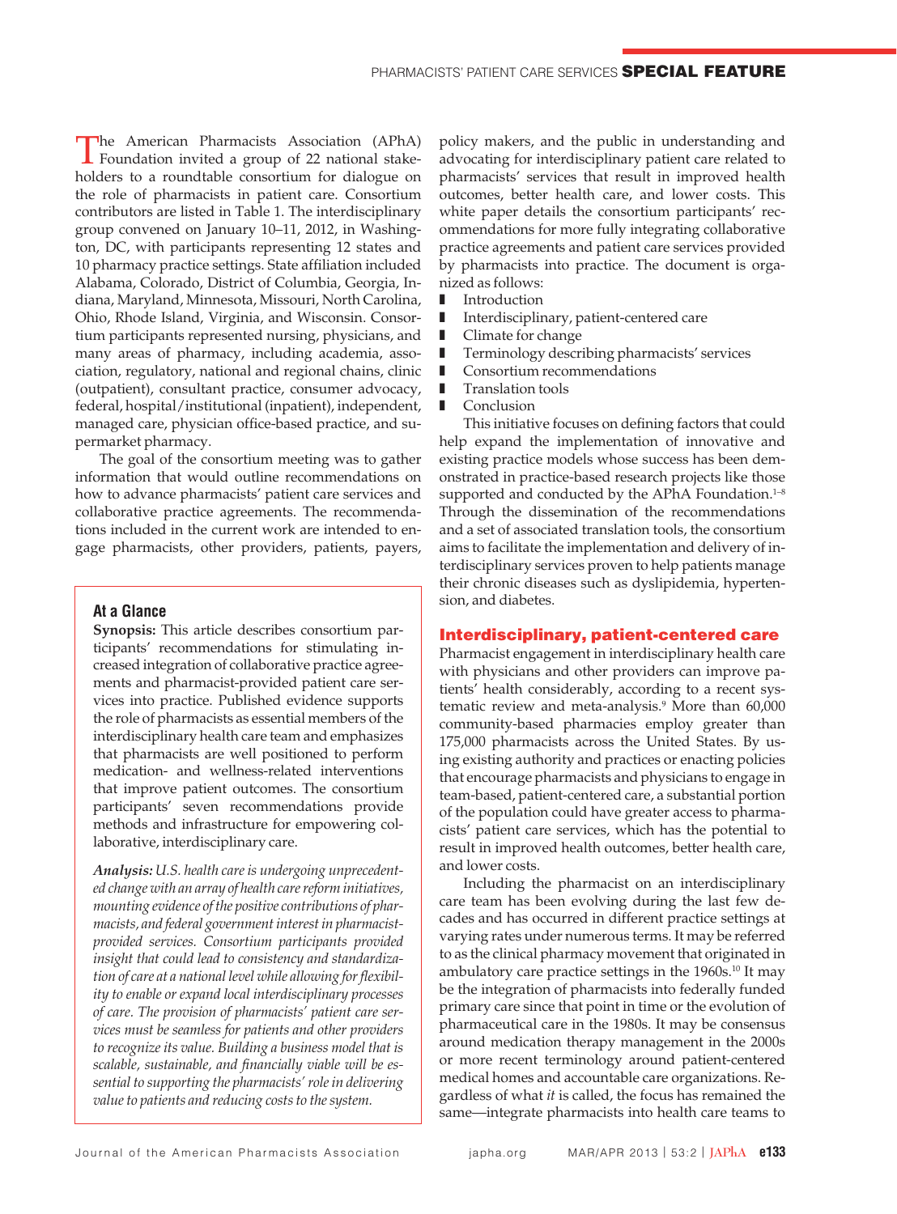The American Pharmacists Association (APhA) Foundation invited a group of 22 national stakeholders to a roundtable consortium for dialogue on the role of pharmacists in patient care. Consortium contributors are listed in Table 1. The interdisciplinary group convened on January 10–11, 2012, in Washington, DC, with participants representing 12 states and 10 pharmacy practice settings. State affiliation included Alabama, Colorado, District of Columbia, Georgia, Indiana, Maryland, Minnesota, Missouri, North Carolina, Ohio, Rhode Island, Virginia, and Wisconsin. Consortium participants represented nursing, physicians, and many areas of pharmacy, including academia, association, regulatory, national and regional chains, clinic (outpatient), consultant practice, consumer advocacy, federal, hospital/institutional (inpatient), independent, managed care, physician office-based practice, and supermarket pharmacy.

The goal of the consortium meeting was to gather information that would outline recommendations on how to advance pharmacists' patient care services and collaborative practice agreements. The recommendations included in the current work are intended to engage pharmacists, other providers, patients, payers, policy makers, and the public in understanding and advocating for interdisciplinary patient care related to pharmacists' services that result in improved health outcomes, better health care, and lower costs. This white paper details the consortium participants' recommendations for more fully integrating collaborative practice agreements and patient care services provided by pharmacists into practice. The document is organized as follows:

- Introduction
- Interdisciplinary, patient-centered care
- Climate for change
- Terminology describing pharmacists' services
- Consortium recommendations
- Translation tools
- Conclusion

This initiative focuses on defining factors that could help expand the implementation of innovative and existing practice models whose success has been demonstrated in practice-based research projects like those supported and conducted by the APhA Foundation.[1–8] Through the dissemination of the recommendations and a set of associated translation tools, the consortium aims to facilitate the implementation and delivery of interdisciplinary services proven to help patients manage their chronic diseases such as dyslipidemia, hypertension, and diabetes.

> **At a Glance**
>
> **Synopsis:** This article describes consortium participants' recommendations for stimulating increased integration of collaborative practice agreements and pharmacist-provided patient care services into practice. Published evidence supports the role of pharmacists as essential members of the interdisciplinary health care team and emphasizes that pharmacists are well positioned to perform medication- and wellness-related interventions that improve patient outcomes. The consortium participants' seven recommendations provide methods and infrastructure for empowering collaborative, interdisciplinary care.
>
> ***Analysis:*** *U.S. health care is undergoing unprecedented change with an array of health care reform initiatives, mounting evidence of the positive contributions of pharmacists, and federal government interest in pharmacist-provided services. Consortium participants provided insight that could lead to consistency and standardization of care at a national level while allowing for flexibility to enable or expand local interdisciplinary processes of care. The provision of pharmacists' patient care services must be seamless for patients and other providers to recognize its value. Building a business model that is scalable, sustainable, and financially viable will be essential to supporting the pharmacists' role in delivering value to patients and reducing costs to the system.*

## Interdisciplinary, patient-centered care

Pharmacist engagement in interdisciplinary health care with physicians and other providers can improve patients' health considerably, according to a recent systematic review and meta-analysis.[9] More than 60,000 community-based pharmacies employ greater than 175,000 pharmacists across the United States. By using existing authority and practices or enacting policies that encourage pharmacists and physicians to engage in team-based, patient-centered care, a substantial portion of the population could have greater access to pharmacists' patient care services, which has the potential to result in improved health outcomes, better health care, and lower costs.

Including the pharmacist on an interdisciplinary care team has been evolving during the last few decades and has occurred in different practice settings at varying rates under numerous terms. It may be referred to as the clinical pharmacy movement that originated in ambulatory care practice settings in the 1960s.[10] It may be the integration of pharmacists into federally funded primary care since that point in time or the evolution of pharmaceutical care in the 1980s. It may be consensus around medication therapy management in the 2000s or more recent terminology around patient-centered medical homes and accountable care organizations. Regardless of what *it* is called, the focus has remained the same—integrate pharmacists into health care teams to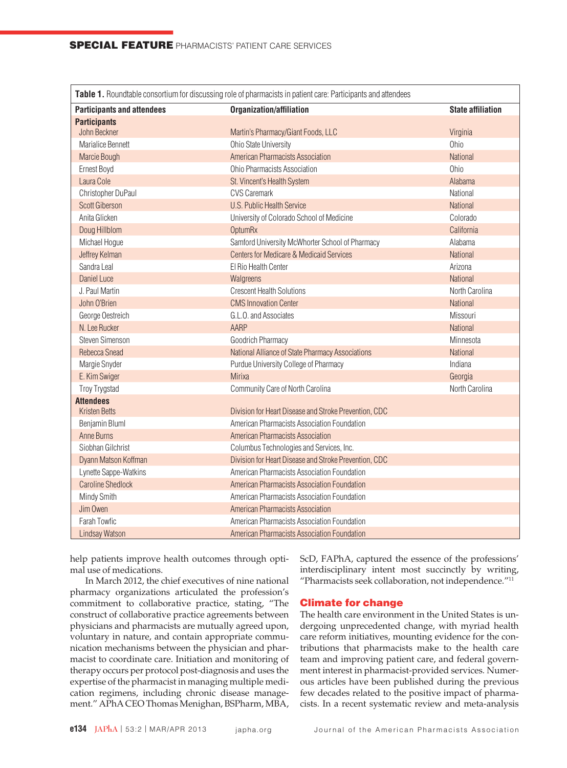Table 1. Roundtable consortium for discussing role of pharmacists in patient care: Participants and attendees

| Participants and attendees | Organization/affiliation | State affiliation |
|---|---|---|
| **Participants** | | |
| John Beckner | Martin's Pharmacy/Giant Foods, LLC | Virginia |
| Marialice Bennett | Ohio State University | Ohio |
| Marcie Bough | American Pharmacists Association | National |
| Ernest Boyd | Ohio Pharmacists Association | Ohio |
| Laura Cole | St. Vincent's Health System | Alabama |
| Christopher DuPaul | CVS Caremark | National |
| Scott Giberson | U.S. Public Health Service | National |
| Anita Glicken | University of Colorado School of Medicine | Colorado |
| Doug Hillblom | OptumRx | California |
| Michael Hogue | Samford University McWhorter School of Pharmacy | Alabama |
| Jeffrey Kelman | Centers for Medicare & Medicaid Services | National |
| Sandra Leal | El Rio Health Center | Arizona |
| Daniel Luce | Walgreens | National |
| J. Paul Martin | Crescent Health Solutions | North Carolina |
| John O'Brien | CMS Innovation Center | National |
| George Oestreich | G.L.O. and Associates | Missouri |
| N. Lee Rucker | AARP | National |
| Steven Simenson | Goodrich Pharmacy | Minnesota |
| Rebecca Snead | National Alliance of State Pharmacy Associations | National |
| Margie Snyder | Purdue University College of Pharmacy | Indiana |
| E. Kim Swiger | Mirixa | Georgia |
| Troy Trygstad | Community Care of North Carolina | North Carolina |
| **Attendees** | | |
| Kristen Betts | Division for Heart Disease and Stroke Prevention, CDC | |
| Benjamin Bluml | American Pharmacists Association Foundation | |
| Anne Burns | American Pharmacists Association | |
| Siobhan Gilchrist | Columbus Technologies and Services, Inc. | |
| Dyann Matson Koffman | Division for Heart Disease and Stroke Prevention, CDC | |
| Lynette Sappe-Watkins | American Pharmacists Association Foundation | |
| Caroline Shedlock | American Pharmacists Association Foundation | |
| Mindy Smith | American Pharmacists Association Foundation | |
| Jim Owen | American Pharmacists Association | |
| Farah Towfic | American Pharmacists Association Foundation | |
| Lindsay Watson | American Pharmacists Association Foundation | |

help patients improve health outcomes through optimal use of medications.

In March 2012, the chief executives of nine national pharmacy organizations articulated the profession's commitment to collaborative practice, stating, "The construct of collaborative practice agreements between physicians and pharmacists are mutually agreed upon, voluntary in nature, and contain appropriate communication mechanisms between the physician and pharmacist to coordinate care. Initiation and monitoring of therapy occurs per protocol post-diagnosis and uses the expertise of the pharmacist in managing multiple medication regimens, including chronic disease management." APhA CEO Thomas Menighan, BSPharm, MBA, ScD, FAPhA, captured the essence of the professions' interdisciplinary intent most succinctly by writing, "Pharmacists seek collaboration, not independence."[11]

## Climate for change

The health care environment in the United States is undergoing unprecedented change, with myriad health care reform initiatives, mounting evidence for the contributions that pharmacists make to the health care team and improving patient care, and federal government interest in pharmacist-provided services. Numerous articles have been published during the previous few decades related to the positive impact of pharmacists. In a recent systematic review and meta-analysis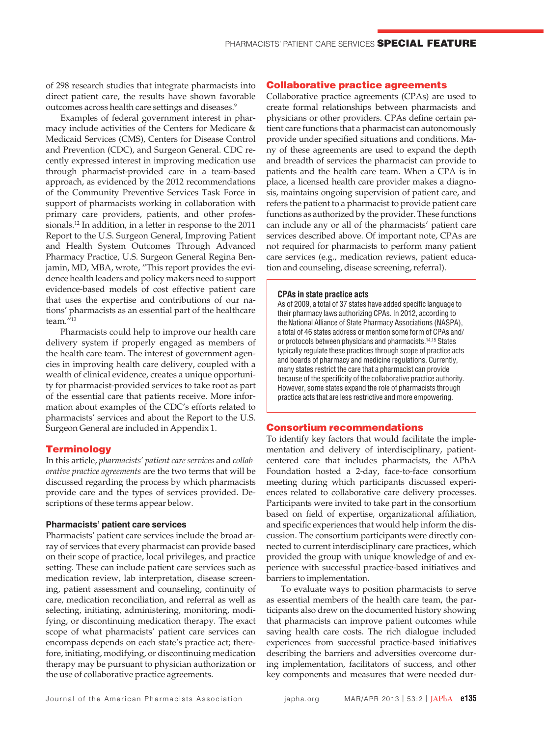of 298 research studies that integrate pharmacists into direct patient care, the results have shown favorable outcomes across health care settings and diseases.[9]

Examples of federal government interest in pharmacy include activities of the Centers for Medicare & Medicaid Services (CMS), Centers for Disease Control and Prevention (CDC), and Surgeon General. CDC recently expressed interest in improving medication use through pharmacist-provided care in a team-based approach, as evidenced by the 2012 recommendations of the Community Preventive Services Task Force in support of pharmacists working in collaboration with primary care providers, patients, and other professionals.[12] In addition, in a letter in response to the 2011 Report to the U.S. Surgeon General, Improving Patient and Health System Outcomes Through Advanced Pharmacy Practice, U.S. Surgeon General Regina Benjamin, MD, MBA, wrote, "This report provides the evidence health leaders and policy makers need to support evidence-based models of cost effective patient care that uses the expertise and contributions of our nations' pharmacists as an essential part of the healthcare team."[13]

Pharmacists could help to improve our health care delivery system if properly engaged as members of the health care team. The interest of government agencies in improving health care delivery, coupled with a wealth of clinical evidence, creates a unique opportunity for pharmacist-provided services to take root as part of the essential care that patients receive. More information about examples of the CDC's efforts related to pharmacists' services and about the Report to the U.S. Surgeon General are included in Appendix 1.

## Terminology

In this article, *pharmacists' patient care services* and *collaborative practice agreements* are the two terms that will be discussed regarding the process by which pharmacists provide care and the types of services provided. Descriptions of these terms appear below.

### Pharmacists' patient care services

Pharmacists' patient care services include the broad array of services that every pharmacist can provide based on their scope of practice, local privileges, and practice setting. These can include patient care services such as medication review, lab interpretation, disease screening, patient assessment and counseling, continuity of care, medication reconciliation, and referral as well as selecting, initiating, administering, monitoring, modifying, or discontinuing medication therapy. The exact scope of what pharmacists' patient care services can encompass depends on each state's practice act; therefore, initiating, modifying, or discontinuing medication therapy may be pursuant to physician authorization or the use of collaborative practice agreements.

## Collaborative practice agreements

Collaborative practice agreements (CPAs) are used to create formal relationships between pharmacists and physicians or other providers. CPAs define certain patient care functions that a pharmacist can autonomously provide under specified situations and conditions. Many of these agreements are used to expand the depth and breadth of services the pharmacist can provide to patients and the health care team. When a CPA is in place, a licensed health care provider makes a diagnosis, maintains ongoing supervision of patient care, and refers the patient to a pharmacist to provide patient care functions as authorized by the provider. These functions can include any or all of the pharmacists' patient care services described above. Of important note, CPAs are not required for pharmacists to perform many patient care services (e.g., medication reviews, patient education and counseling, disease screening, referral).

**CPAs in state practice acts**

As of 2009, a total of 37 states have added specific language to their pharmacy laws authorizing CPAs. In 2012, according to the National Alliance of State Pharmacy Associations (NASPA), a total of 46 states address or mention some form of CPAs and/or protocols between physicians and pharmacists.[14,15] States typically regulate these practices through scope of practice acts and boards of pharmacy and medicine regulations. Currently, many states restrict the care that a pharmacist can provide because of the specificity of the collaborative practice authority. However, some states expand the role of pharmacists through practice acts that are less restrictive and more empowering.

## Consortium recommendations

To identify key factors that would facilitate the implementation and delivery of interdisciplinary, patient-centered care that includes pharmacists, the APhA Foundation hosted a 2-day, face-to-face consortium meeting during which participants discussed experiences related to collaborative care delivery processes. Participants were invited to take part in the consortium based on field of expertise, organizational affiliation, and specific experiences that would help inform the discussion. The consortium participants were directly connected to current interdisciplinary care practices, which provided the group with unique knowledge of and experience with successful practice-based initiatives and barriers to implementation.

To evaluate ways to position pharmacists to serve as essential members of the health care team, the participants also drew on the documented history showing that pharmacists can improve patient outcomes while saving health care costs. The rich dialogue included experiences from successful practice-based initiatives describing the barriers and adversities overcome during implementation, facilitators of success, and other key components and measures that were needed dur-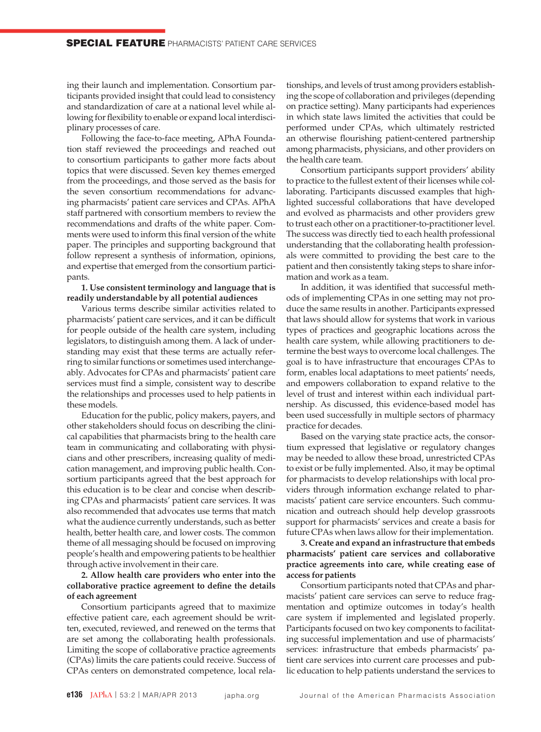ing their launch and implementation. Consortium participants provided insight that could lead to consistency and standardization of care at a national level while allowing for flexibility to enable or expand local interdisciplinary processes of care.

Following the face-to-face meeting, APhA Foundation staff reviewed the proceedings and reached out to consortium participants to gather more facts about topics that were discussed. Seven key themes emerged from the proceedings, and those served as the basis for the seven consortium recommendations for advancing pharmacists' patient care services and CPAs. APhA staff partnered with consortium members to review the recommendations and drafts of the white paper. Comments were used to inform this final version of the white paper. The principles and supporting background that follow represent a synthesis of information, opinions, and expertise that emerged from the consortium participants.

**1. Use consistent terminology and language that is readily understandable by all potential audiences**

Various terms describe similar activities related to pharmacists' patient care services, and it can be difficult for people outside of the health care system, including legislators, to distinguish among them. A lack of understanding may exist that these terms are actually referring to similar functions or sometimes used interchangeably. Advocates for CPAs and pharmacists' patient care services must find a simple, consistent way to describe the relationships and processes used to help patients in these models.

Education for the public, policy makers, payers, and other stakeholders should focus on describing the clinical capabilities that pharmacists bring to the health care team in communicating and collaborating with physicians and other prescribers, increasing quality of medication management, and improving public health. Consortium participants agreed that the best approach for this education is to be clear and concise when describing CPAs and pharmacists' patient care services. It was also recommended that advocates use terms that match what the audience currently understands, such as better health, better health care, and lower costs. The common theme of all messaging should be focused on improving people's health and empowering patients to be healthier through active involvement in their care.

**2. Allow health care providers who enter into the collaborative practice agreement to define the details of each agreement**

Consortium participants agreed that to maximize effective patient care, each agreement should be written, executed, reviewed, and renewed on the terms that are set among the collaborating health professionals. Limiting the scope of collaborative practice agreements (CPAs) limits the care patients could receive. Success of CPAs centers on demonstrated competence, local relationships, and levels of trust among providers establishing the scope of collaboration and privileges (depending on practice setting). Many participants had experiences in which state laws limited the activities that could be performed under CPAs, which ultimately restricted an otherwise flourishing patient-centered partnership among pharmacists, physicians, and other providers on the health care team.

Consortium participants support providers' ability to practice to the fullest extent of their licenses while collaborating. Participants discussed examples that highlighted successful collaborations that have developed and evolved as pharmacists and other providers grew to trust each other on a practitioner-to-practitioner level. The success was directly tied to each health professional understanding that the collaborating health professionals were committed to providing the best care to the patient and then consistently taking steps to share information and work as a team.

In addition, it was identified that successful methods of implementing CPAs in one setting may not produce the same results in another. Participants expressed that laws should allow for systems that work in various types of practices and geographic locations across the health care system, while allowing practitioners to determine the best ways to overcome local challenges. The goal is to have infrastructure that encourages CPAs to form, enables local adaptations to meet patients' needs, and empowers collaboration to expand relative to the level of trust and interest within each individual partnership. As discussed, this evidence-based model has been used successfully in multiple sectors of pharmacy practice for decades.

Based on the varying state practice acts, the consortium expressed that legislative or regulatory changes may be needed to allow these broad, unrestricted CPAs to exist or be fully implemented. Also, it may be optimal for pharmacists to develop relationships with local providers through information exchange related to pharmacists' patient care service encounters. Such communication and outreach should help develop grassroots support for pharmacists' services and create a basis for future CPAs when laws allow for their implementation.

**3. Create and expand an infrastructure that embeds pharmacists' patient care services and collaborative practice agreements into care, while creating ease of access for patients**

Consortium participants noted that CPAs and pharmacists' patient care services can serve to reduce fragmentation and optimize outcomes in today's health care system if implemented and legislated properly. Participants focused on two key components to facilitating successful implementation and use of pharmacists' services: infrastructure that embeds pharmacists' patient care services into current care processes and public education to help patients understand the services to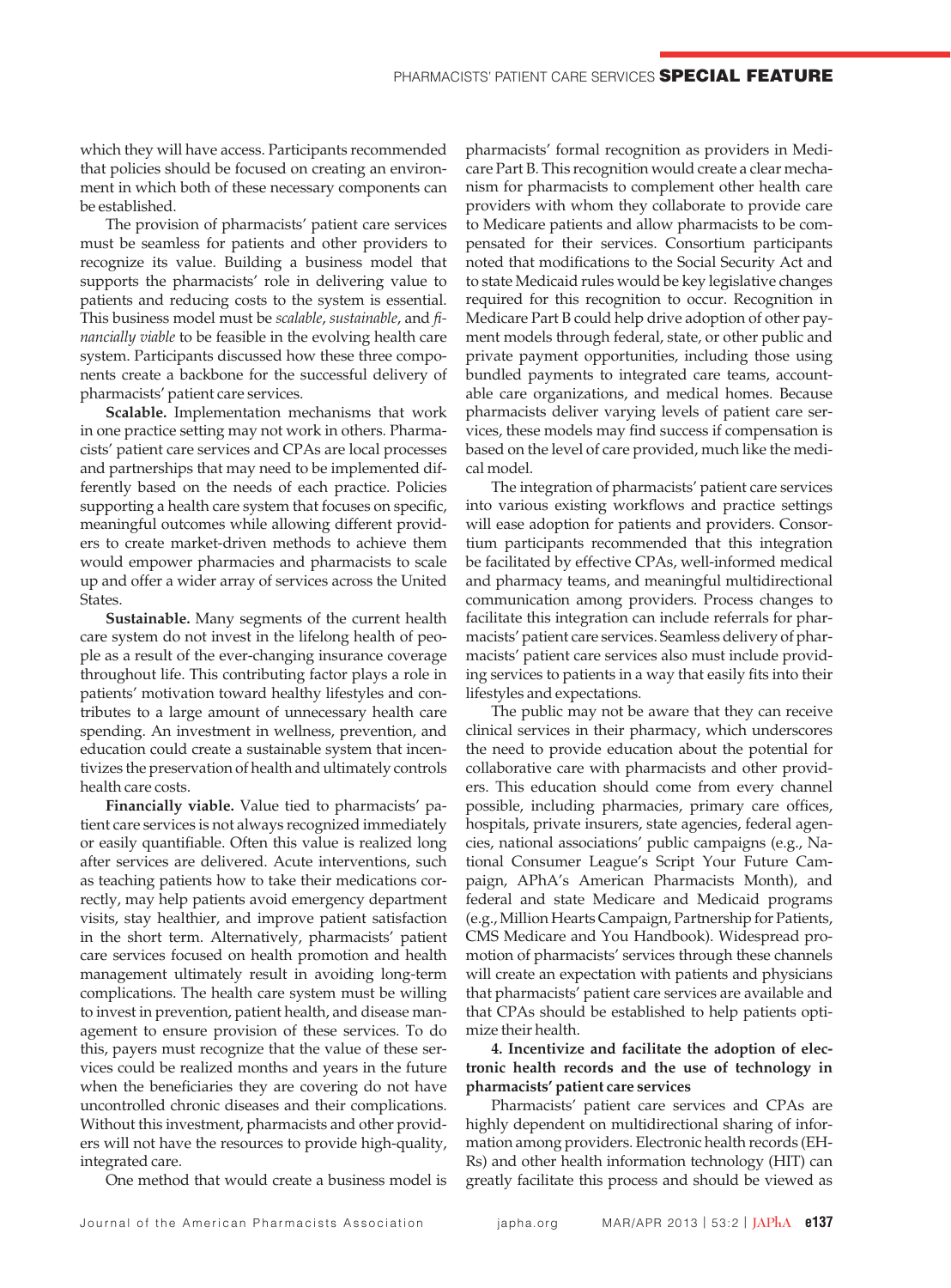which they will have access. Participants recommended that policies should be focused on creating an environment in which both of these necessary components can be established.

The provision of pharmacists' patient care services must be seamless for patients and other providers to recognize its value. Building a business model that supports the pharmacists' role in delivering value to patients and reducing costs to the system is essential. This business model must be *scalable*, *sustainable*, and *financially viable* to be feasible in the evolving health care system. Participants discussed how these three components create a backbone for the successful delivery of pharmacists' patient care services.

**Scalable.** Implementation mechanisms that work in one practice setting may not work in others. Pharmacists' patient care services and CPAs are local processes and partnerships that may need to be implemented differently based on the needs of each practice. Policies supporting a health care system that focuses on specific, meaningful outcomes while allowing different providers to create market-driven methods to achieve them would empower pharmacies and pharmacists to scale up and offer a wider array of services across the United States.

**Sustainable.** Many segments of the current health care system do not invest in the lifelong health of people as a result of the ever-changing insurance coverage throughout life. This contributing factor plays a role in patients' motivation toward healthy lifestyles and contributes to a large amount of unnecessary health care spending. An investment in wellness, prevention, and education could create a sustainable system that incentivizes the preservation of health and ultimately controls health care costs.

**Financially viable.** Value tied to pharmacists' patient care services is not always recognized immediately or easily quantifiable. Often this value is realized long after services are delivered. Acute interventions, such as teaching patients how to take their medications correctly, may help patients avoid emergency department visits, stay healthier, and improve patient satisfaction in the short term. Alternatively, pharmacists' patient care services focused on health promotion and health management ultimately result in avoiding long-term complications. The health care system must be willing to invest in prevention, patient health, and disease management to ensure provision of these services. To do this, payers must recognize that the value of these services could be realized months and years in the future when the beneficiaries they are covering do not have uncontrolled chronic diseases and their complications. Without this investment, pharmacists and other providers will not have the resources to provide high-quality, integrated care.

One method that would create a business model is pharmacists' formal recognition as providers in Medicare Part B. This recognition would create a clear mechanism for pharmacists to complement other health care providers with whom they collaborate to provide care to Medicare patients and allow pharmacists to be compensated for their services. Consortium participants noted that modifications to the Social Security Act and to state Medicaid rules would be key legislative changes required for this recognition to occur. Recognition in Medicare Part B could help drive adoption of other payment models through federal, state, or other public and private payment opportunities, including those using bundled payments to integrated care teams, accountable care organizations, and medical homes. Because pharmacists deliver varying levels of patient care services, these models may find success if compensation is based on the level of care provided, much like the medical model.

The integration of pharmacists' patient care services into various existing workflows and practice settings will ease adoption for patients and providers. Consortium participants recommended that this integration be facilitated by effective CPAs, well-informed medical and pharmacy teams, and meaningful multidirectional communication among providers. Process changes to facilitate this integration can include referrals for pharmacists' patient care services. Seamless delivery of pharmacists' patient care services also must include providing services to patients in a way that easily fits into their lifestyles and expectations.

The public may not be aware that they can receive clinical services in their pharmacy, which underscores the need to provide education about the potential for collaborative care with pharmacists and other providers. This education should come from every channel possible, including pharmacies, primary care offices, hospitals, private insurers, state agencies, federal agencies, national associations' public campaigns (e.g., National Consumer League's Script Your Future Campaign, APhA's American Pharmacists Month), and federal and state Medicare and Medicaid programs (e.g., Million Hearts Campaign, Partnership for Patients, CMS Medicare and You Handbook). Widespread promotion of pharmacists' services through these channels will create an expectation with patients and physicians that pharmacists' patient care services are available and that CPAs should be established to help patients optimize their health.

**4. Incentivize and facilitate the adoption of electronic health records and the use of technology in pharmacists' patient care services**

Pharmacists' patient care services and CPAs are highly dependent on multidirectional sharing of information among providers. Electronic health records (EHRs) and other health information technology (HIT) can greatly facilitate this process and should be viewed as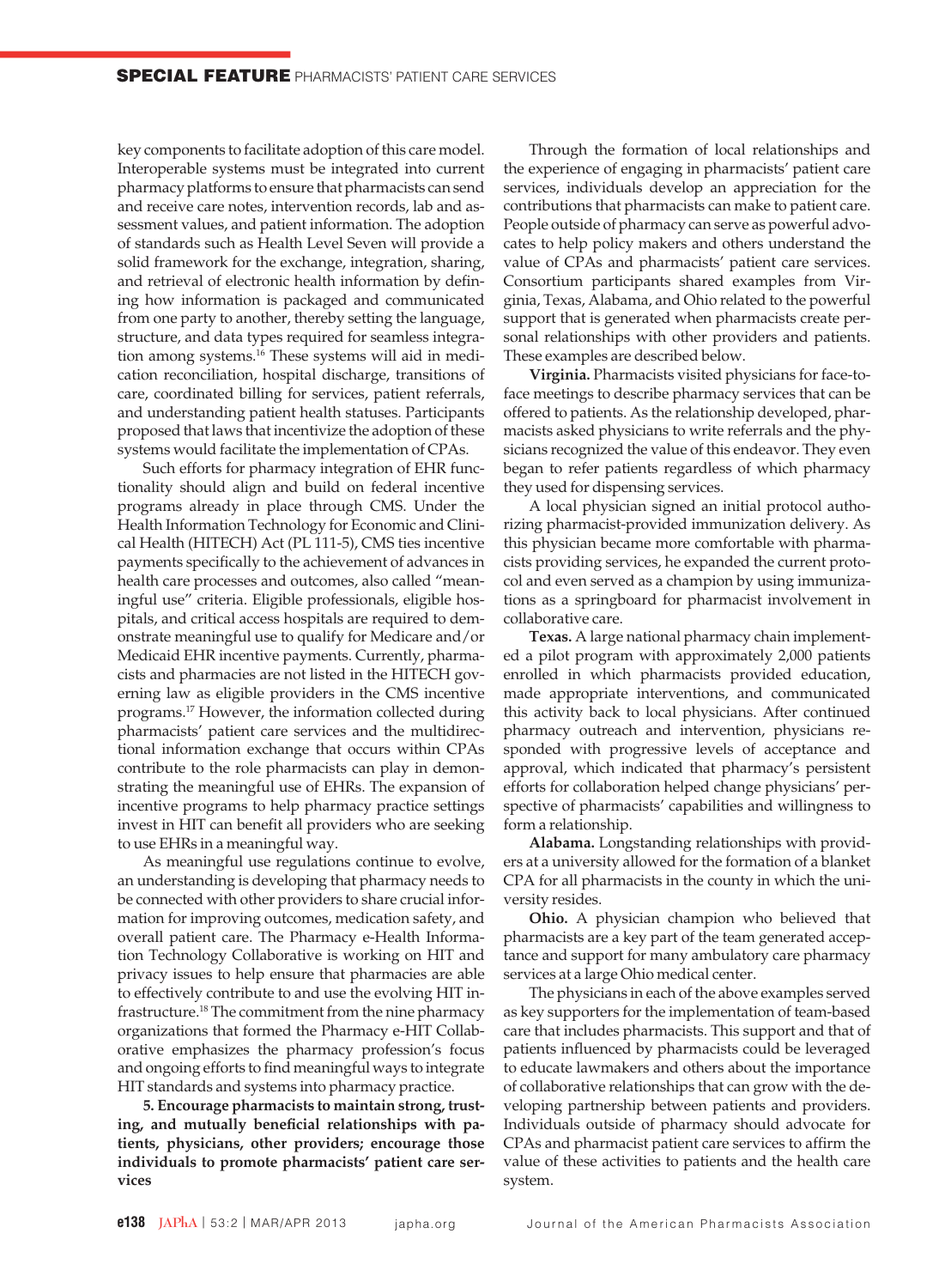key components to facilitate adoption of this care model. Interoperable systems must be integrated into current pharmacy platforms to ensure that pharmacists can send and receive care notes, intervention records, lab and assessment values, and patient information. The adoption of standards such as Health Level Seven will provide a solid framework for the exchange, integration, sharing, and retrieval of electronic health information by defining how information is packaged and communicated from one party to another, thereby setting the language, structure, and data types required for seamless integration among systems.[16] These systems will aid in medication reconciliation, hospital discharge, transitions of care, coordinated billing for services, patient referrals, and understanding patient health statuses. Participants proposed that laws that incentivize the adoption of these systems would facilitate the implementation of CPAs.

Such efforts for pharmacy integration of EHR functionality should align and build on federal incentive programs already in place through CMS. Under the Health Information Technology for Economic and Clinical Health (HITECH) Act (PL 111-5), CMS ties incentive payments specifically to the achievement of advances in health care processes and outcomes, also called "meaningful use" criteria. Eligible professionals, eligible hospitals, and critical access hospitals are required to demonstrate meaningful use to qualify for Medicare and/or Medicaid EHR incentive payments. Currently, pharmacists and pharmacies are not listed in the HITECH governing law as eligible providers in the CMS incentive programs.[17] However, the information collected during pharmacists' patient care services and the multidirectional information exchange that occurs within CPAs contribute to the role pharmacists can play in demonstrating the meaningful use of EHRs. The expansion of incentive programs to help pharmacy practice settings invest in HIT can benefit all providers who are seeking to use EHRs in a meaningful way.

As meaningful use regulations continue to evolve, an understanding is developing that pharmacy needs to be connected with other providers to share crucial information for improving outcomes, medication safety, and overall patient care. The Pharmacy e-Health Information Technology Collaborative is working on HIT and privacy issues to help ensure that pharmacies are able to effectively contribute to and use the evolving HIT infrastructure.[18] The commitment from the nine pharmacy organizations that formed the Pharmacy e-HIT Collaborative emphasizes the pharmacy profession's focus and ongoing efforts to find meaningful ways to integrate HIT standards and systems into pharmacy practice.

**5. Encourage pharmacists to maintain strong, trusting, and mutually beneficial relationships with patients, physicians, other providers; encourage those individuals to promote pharmacists' patient care services**

Through the formation of local relationships and the experience of engaging in pharmacists' patient care services, individuals develop an appreciation for the contributions that pharmacists can make to patient care. People outside of pharmacy can serve as powerful advocates to help policy makers and others understand the value of CPAs and pharmacists' patient care services. Consortium participants shared examples from Virginia, Texas, Alabama, and Ohio related to the powerful support that is generated when pharmacists create personal relationships with other providers and patients. These examples are described below.

**Virginia.** Pharmacists visited physicians for face-to-face meetings to describe pharmacy services that can be offered to patients. As the relationship developed, pharmacists asked physicians to write referrals and the physicians recognized the value of this endeavor. They even began to refer patients regardless of which pharmacy they used for dispensing services.

A local physician signed an initial protocol authorizing pharmacist-provided immunization delivery. As this physician became more comfortable with pharmacists providing services, he expanded the current protocol and even served as a champion by using immunizations as a springboard for pharmacist involvement in collaborative care.

**Texas.** A large national pharmacy chain implemented a pilot program with approximately 2,000 patients enrolled in which pharmacists provided education, made appropriate interventions, and communicated this activity back to local physicians. After continued pharmacy outreach and intervention, physicians responded with progressive levels of acceptance and approval, which indicated that pharmacy's persistent efforts for collaboration helped change physicians' perspective of pharmacists' capabilities and willingness to form a relationship.

**Alabama.** Longstanding relationships with providers at a university allowed for the formation of a blanket CPA for all pharmacists in the county in which the university resides.

**Ohio.** A physician champion who believed that pharmacists are a key part of the team generated acceptance and support for many ambulatory care pharmacy services at a large Ohio medical center.

The physicians in each of the above examples served as key supporters for the implementation of team-based care that includes pharmacists. This support and that of patients influenced by pharmacists could be leveraged to educate lawmakers and others about the importance of collaborative relationships that can grow with the developing partnership between patients and providers. Individuals outside of pharmacy should advocate for CPAs and pharmacist patient care services to affirm the value of these activities to patients and the health care system.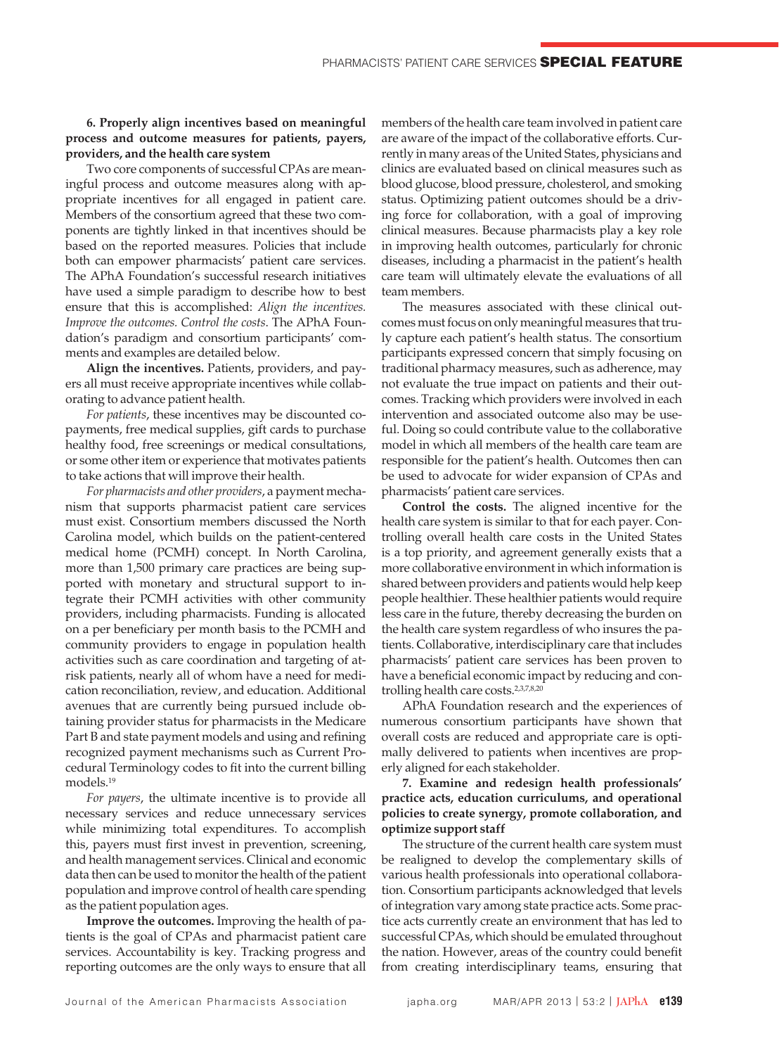**6. Properly align incentives based on meaningful process and outcome measures for patients, payers, providers, and the health care system**

Two core components of successful CPAs are meaningful process and outcome measures along with appropriate incentives for all engaged in patient care. Members of the consortium agreed that these two components are tightly linked in that incentives should be based on the reported measures. Policies that include both can empower pharmacists' patient care services. The APhA Foundation's successful research initiatives have used a simple paradigm to describe how to best ensure that this is accomplished: *Align the incentives. Improve the outcomes. Control the costs.* The APhA Foundation's paradigm and consortium participants' comments and examples are detailed below.

**Align the incentives.** Patients, providers, and payers all must receive appropriate incentives while collaborating to advance patient health.

*For patients*, these incentives may be discounted copayments, free medical supplies, gift cards to purchase healthy food, free screenings or medical consultations, or some other item or experience that motivates patients to take actions that will improve their health.

*For pharmacists and other providers*, a payment mechanism that supports pharmacist patient care services must exist. Consortium members discussed the North Carolina model, which builds on the patient-centered medical home (PCMH) concept. In North Carolina, more than 1,500 primary care practices are being supported with monetary and structural support to integrate their PCMH activities with other community providers, including pharmacists. Funding is allocated on a per beneficiary per month basis to the PCMH and community providers to engage in population health activities such as care coordination and targeting of at-risk patients, nearly all of whom have a need for medication reconciliation, review, and education. Additional avenues that are currently being pursued include obtaining provider status for pharmacists in the Medicare Part B and state payment models and using and refining recognized payment mechanisms such as Current Procedural Terminology codes to fit into the current billing models.[19]

*For payers*, the ultimate incentive is to provide all necessary services and reduce unnecessary services while minimizing total expenditures. To accomplish this, payers must first invest in prevention, screening, and health management services. Clinical and economic data then can be used to monitor the health of the patient population and improve control of health care spending as the patient population ages.

**Improve the outcomes.** Improving the health of patients is the goal of CPAs and pharmacist patient care services. Accountability is key. Tracking progress and reporting outcomes are the only ways to ensure that all members of the health care team involved in patient care are aware of the impact of the collaborative efforts. Currently in many areas of the United States, physicians and clinics are evaluated based on clinical measures such as blood glucose, blood pressure, cholesterol, and smoking status. Optimizing patient outcomes should be a driving force for collaboration, with a goal of improving clinical measures. Because pharmacists play a key role in improving health outcomes, particularly for chronic diseases, including a pharmacist in the patient's health care team will ultimately elevate the evaluations of all team members.

The measures associated with these clinical outcomes must focus on only meaningful measures that truly capture each patient's health status. The consortium participants expressed concern that simply focusing on traditional pharmacy measures, such as adherence, may not evaluate the true impact on patients and their outcomes. Tracking which providers were involved in each intervention and associated outcome also may be useful. Doing so could contribute value to the collaborative model in which all members of the health care team are responsible for the patient's health. Outcomes then can be used to advocate for wider expansion of CPAs and pharmacists' patient care services.

**Control the costs.** The aligned incentive for the health care system is similar to that for each payer. Controlling overall health care costs in the United States is a top priority, and agreement generally exists that a more collaborative environment in which information is shared between providers and patients would help keep people healthier. These healthier patients would require less care in the future, thereby decreasing the burden on the health care system regardless of who insures the patients. Collaborative, interdisciplinary care that includes pharmacists' patient care services has been proven to have a beneficial economic impact by reducing and controlling health care costs.[2,3,7,8,20]

APhA Foundation research and the experiences of numerous consortium participants have shown that overall costs are reduced and appropriate care is optimally delivered to patients when incentives are properly aligned for each stakeholder.

**7. Examine and redesign health professionals' practice acts, education curriculums, and operational policies to create synergy, promote collaboration, and optimize support staff**

The structure of the current health care system must be realigned to develop the complementary skills of various health professionals into operational collaboration. Consortium participants acknowledged that levels of integration vary among state practice acts. Some practice acts currently create an environment that has led to successful CPAs, which should be emulated throughout the nation. However, areas of the country could benefit from creating interdisciplinary teams, ensuring that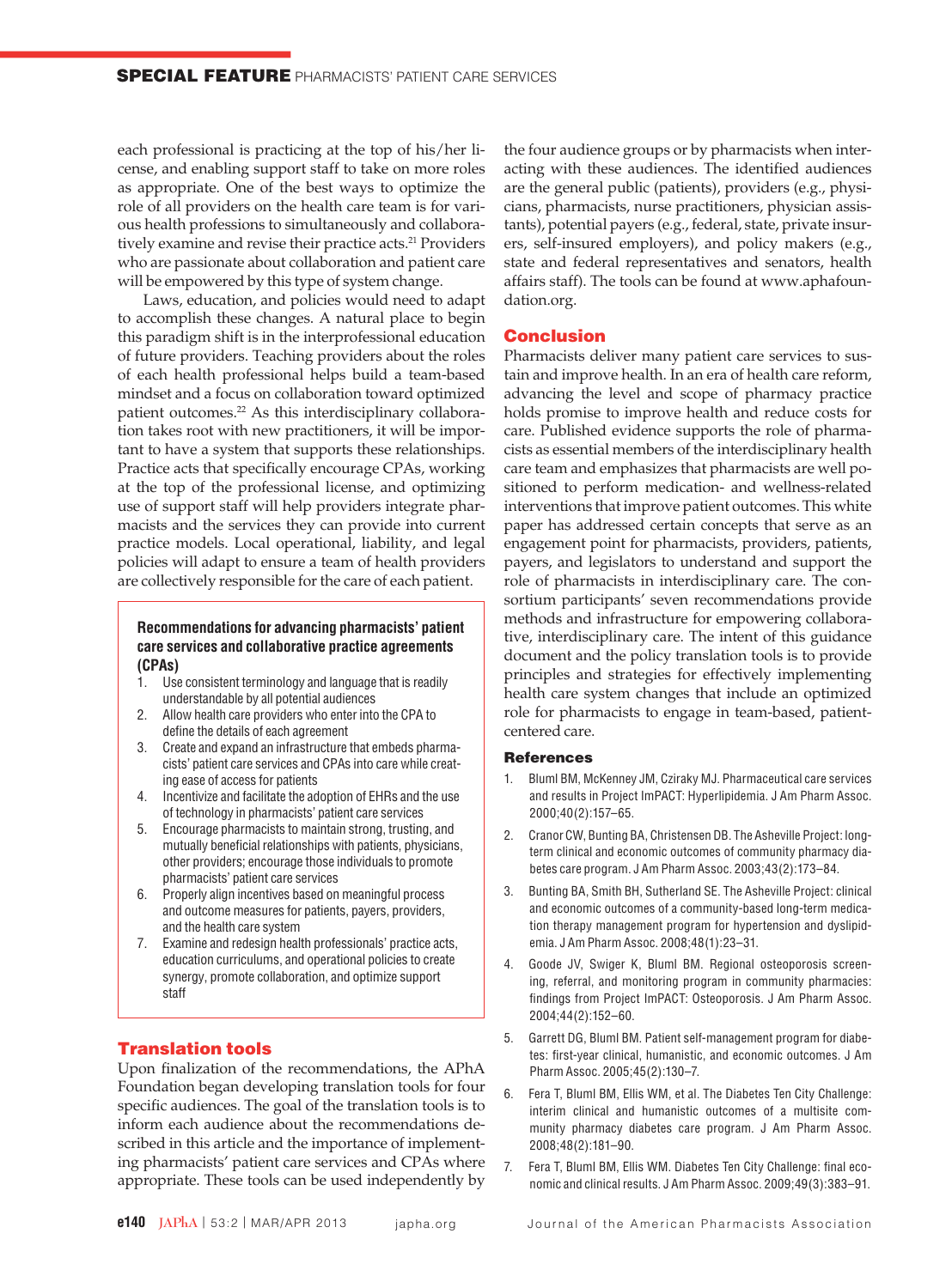each professional is practicing at the top of his/her license, and enabling support staff to take on more roles as appropriate. One of the best ways to optimize the role of all providers on the health care team is for various health professions to simultaneously and collaboratively examine and revise their practice acts.[21] Providers who are passionate about collaboration and patient care will be empowered by this type of system change.

Laws, education, and policies would need to adapt to accomplish these changes. A natural place to begin this paradigm shift is in the interprofessional education of future providers. Teaching providers about the roles of each health professional helps build a team-based mindset and a focus on collaboration toward optimized patient outcomes.[22] As this interdisciplinary collaboration takes root with new practitioners, it will be important to have a system that supports these relationships. Practice acts that specifically encourage CPAs, working at the top of the professional license, and optimizing use of support staff will help providers integrate pharmacists and the services they can provide into current practice models. Local operational, liability, and legal policies will adapt to ensure a team of health providers are collectively responsible for the care of each patient.

**Recommendations for advancing pharmacists' patient care services and collaborative practice agreements (CPAs)**

1. Use consistent terminology and language that is readily understandable by all potential audiences
2. Allow health care providers who enter into the CPA to define the details of each agreement
3. Create and expand an infrastructure that embeds pharmacists' patient care services and CPAs into care while creating ease of access for patients
4. Incentivize and facilitate the adoption of EHRs and the use of technology in pharmacists' patient care services
5. Encourage pharmacists to maintain strong, trusting, and mutually beneficial relationships with patients, physicians, other providers; encourage those individuals to promote pharmacists' patient care services
6. Properly align incentives based on meaningful process and outcome measures for patients, payers, providers, and the health care system
7. Examine and redesign health professionals' practice acts, education curriculums, and operational policies to create synergy, promote collaboration, and optimize support staff

## Translation tools

Upon finalization of the recommendations, the APhA Foundation began developing translation tools for four specific audiences. The goal of the translation tools is to inform each audience about the recommendations described in this article and the importance of implementing pharmacists' patient care services and CPAs where appropriate. These tools can be used independently by the four audience groups or by pharmacists when interacting with these audiences. The identified audiences are the general public (patients), providers (e.g., physicians, pharmacists, nurse practitioners, physician assistants), potential payers (e.g., federal, state, private insurers, self-insured employers), and policy makers (e.g., state and federal representatives and senators, health affairs staff). The tools can be found at www.aphafoundation.org.

## Conclusion

Pharmacists deliver many patient care services to sustain and improve health. In an era of health care reform, advancing the level and scope of pharmacy practice holds promise to improve health and reduce costs for care. Published evidence supports the role of pharmacists as essential members of the interdisciplinary health care team and emphasizes that pharmacists are well positioned to perform medication- and wellness-related interventions that improve patient outcomes. This white paper has addressed certain concepts that serve as an engagement point for pharmacists, providers, patients, payers, and legislators to understand and support the role of pharmacists in interdisciplinary care. The consortium participants' seven recommendations provide methods and infrastructure for empowering collaborative, interdisciplinary care. The intent of this guidance document and the policy translation tools is to provide principles and strategies for effectively implementing health care system changes that include an optimized role for pharmacists to engage in team-based, patient-centered care.

### References

1. Bluml BM, McKenney JM, Cziraky MJ. Pharmaceutical care services and results in Project ImPACT: Hyperlipidemia. J Am Pharm Assoc. 2000;40(2):157–65.
2. Cranor CW, Bunting BA, Christensen DB. The Asheville Project: long-term clinical and economic outcomes of community pharmacy diabetes care program. J Am Pharm Assoc. 2003;43(2):173–84.
3. Bunting BA, Smith BH, Sutherland SE. The Asheville Project: clinical and economic outcomes of a community-based long-term medication therapy management program for hypertension and dyslipidemia. J Am Pharm Assoc. 2008;48(1):23–31.
4. Goode JV, Swiger K, Bluml BM. Regional osteoporosis screening, referral, and monitoring program in community pharmacies: findings from Project ImPACT: Osteoporosis. J Am Pharm Assoc. 2004;44(2):152–60.
5. Garrett DG, Bluml BM. Patient self-management program for diabetes: first-year clinical, humanistic, and economic outcomes. J Am Pharm Assoc. 2005;45(2):130–7.
6. Fera T, Bluml BM, Ellis WM, et al. The Diabetes Ten City Challenge: interim clinical and humanistic outcomes of a multisite community pharmacy diabetes care program. J Am Pharm Assoc. 2008;48(2):181–90.
7. Fera T, Bluml BM, Ellis WM. Diabetes Ten City Challenge: final economic and clinical results. J Am Pharm Assoc. 2009;49(3):383–91.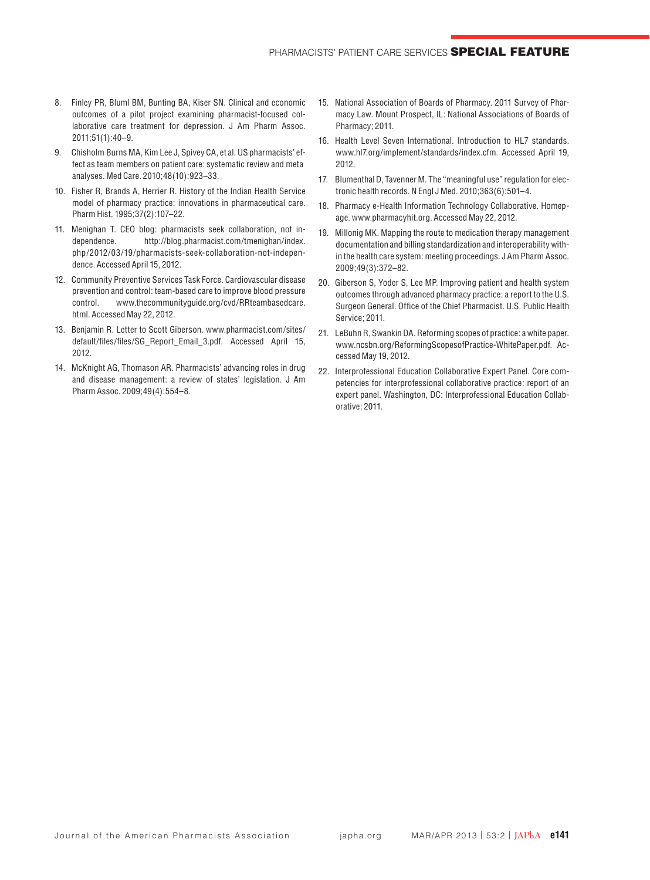8. Finley PR, Bluml BM, Bunting BA, Kiser SN. Clinical and economic outcomes of a pilot project examining pharmacist-focused collaborative care treatment for depression. J Am Pharm Assoc. 2011;51(1):40–9.
9. Chisholm Burns MA, Kim Lee J, Spivey CA, et al. US pharmacists' effect as team members on patient care: systematic review and meta analyses. Med Care. 2010;48(10):923–33.
10. Fisher R, Brands A, Herrier R. History of the Indian Health Service model of pharmacy practice: innovations in pharmaceutical care. Pharm Hist. 1995;37(2):107–22.
11. Menighan T. CEO blog: pharmacists seek collaboration, not independence. http://blog.pharmacist.com/tmenighan/index.php/2012/03/19/pharmacists-seek-collaboration-not-independence. Accessed April 15, 2012.
12. Community Preventive Services Task Force. Cardiovascular disease prevention and control: team-based care to improve blood pressure control. www.thecommunityguide.org/cvd/RRteambasedcare.html. Accessed May 22, 2012.
13. Benjamin R. Letter to Scott Giberson. www.pharmacist.com/sites/default/files/files/SG_Report_Email_3.pdf. Accessed April 15, 2012.
14. McKnight AG, Thomason AR. Pharmacists' advancing roles in drug and disease management: a review of states' legislation. J Am Pharm Assoc. 2009;49(4):554–8.
15. National Association of Boards of Pharmacy. 2011 Survey of Pharmacy Law. Mount Prospect, IL: National Associations of Boards of Pharmacy; 2011.
16. Health Level Seven International. Introduction to HL7 standards. www.hl7.org/implement/standards/index.cfm. Accessed April 19, 2012.
17. Blumenthal D, Tavenner M. The "meaningful use" regulation for electronic health records. N Engl J Med. 2010;363(6):501–4.
18. Pharmacy e-Health Information Technology Collaborative. Homepage. www.pharmacyhit.org. Accessed May 22, 2012.
19. Millonig MK. Mapping the route to medication therapy management documentation and billing standardization and interoperability within the health care system: meeting proceedings. J Am Pharm Assoc. 2009;49(3):372–82.
20. Giberson S, Yoder S, Lee MP. Improving patient and health system outcomes through advanced pharmacy practice: a report to the U.S. Surgeon General. Office of the Chief Pharmacist. U.S. Public Health Service; 2011.
21. LeBuhn R, Swankin DA. Reforming scopes of practice: a white paper. www.ncsbn.org/ReformingScopesofPractice-WhitePaper.pdf. Accessed May 19, 2012.
22. Interprofessional Education Collaborative Expert Panel. Core competencies for interprofessional collaborative practice: report of an expert panel. Washington, DC: Interprofessional Education Collaborative; 2011.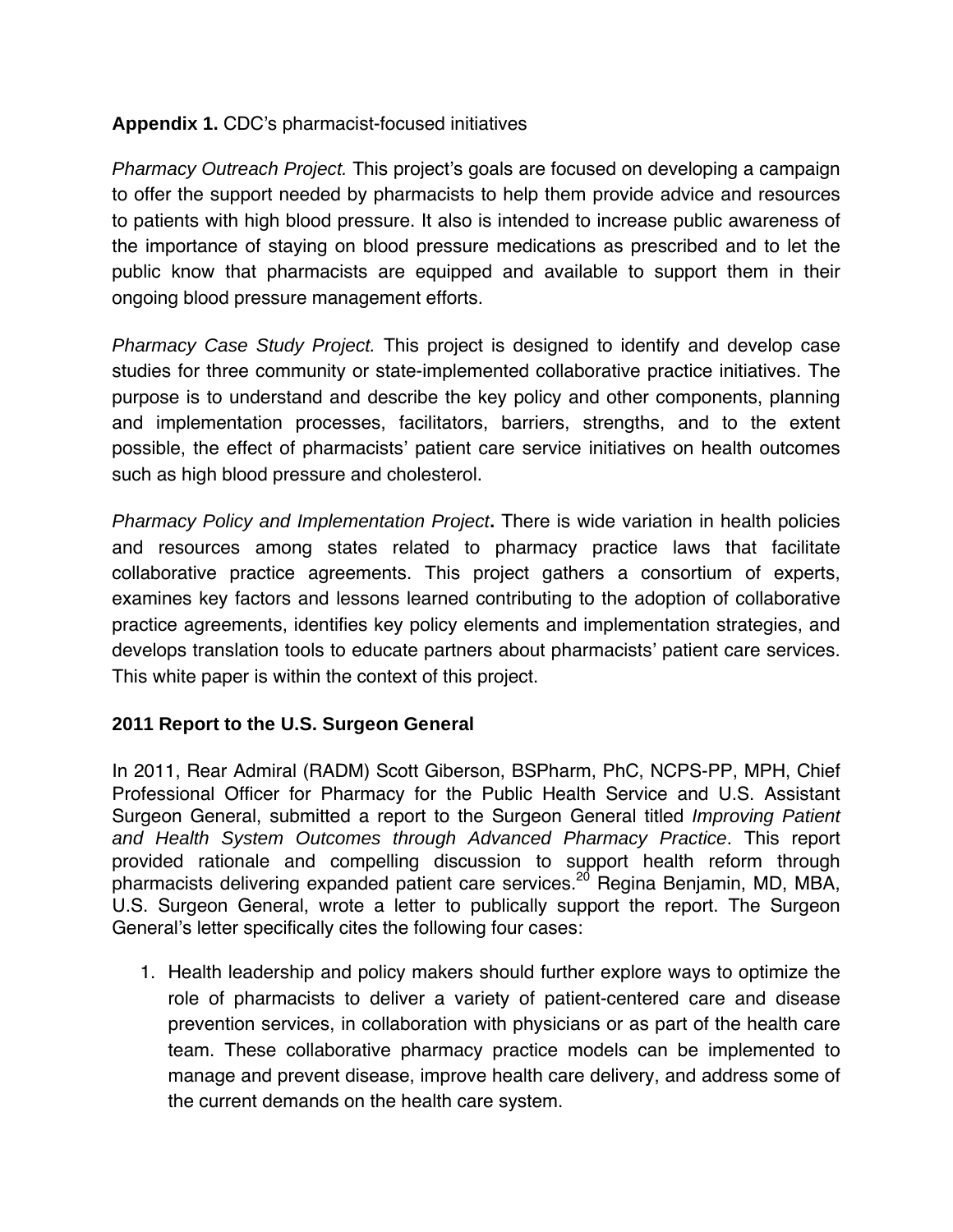**Appendix 1.** CDC's pharmacist-focused initiatives

*Pharmacy Outreach Project.* This project's goals are focused on developing a campaign to offer the support needed by pharmacists to help them provide advice and resources to patients with high blood pressure. It also is intended to increase public awareness of the importance of staying on blood pressure medications as prescribed and to let the public know that pharmacists are equipped and available to support them in their ongoing blood pressure management efforts.

*Pharmacy Case Study Project.* This project is designed to identify and develop case studies for three community or state-implemented collaborative practice initiatives. The purpose is to understand and describe the key policy and other components, planning and implementation processes, facilitators, barriers, strengths, and to the extent possible, the effect of pharmacists' patient care service initiatives on health outcomes such as high blood pressure and cholesterol.

*Pharmacy Policy and Implementation Project***.** There is wide variation in health policies and resources among states related to pharmacy practice laws that facilitate collaborative practice agreements. This project gathers a consortium of experts, examines key factors and lessons learned contributing to the adoption of collaborative practice agreements, identifies key policy elements and implementation strategies, and develops translation tools to educate partners about pharmacists' patient care services. This white paper is within the context of this project.

**2011 Report to the U.S. Surgeon General**

In 2011, Rear Admiral (RADM) Scott Giberson, BSPharm, PhC, NCPS-PP, MPH, Chief Professional Officer for Pharmacy for the Public Health Service and U.S. Assistant Surgeon General, submitted a report to the Surgeon General titled *Improving Patient and Health System Outcomes through Advanced Pharmacy Practice*. This report provided rationale and compelling discussion to support health reform through pharmacists delivering expanded patient care services.[20] Regina Benjamin, MD, MBA, U.S. Surgeon General, wrote a letter to publically support the report. The Surgeon General's letter specifically cites the following four cases:

1. Health leadership and policy makers should further explore ways to optimize the role of pharmacists to deliver a variety of patient-centered care and disease prevention services, in collaboration with physicians or as part of the health care team. These collaborative pharmacy practice models can be implemented to manage and prevent disease, improve health care delivery, and address some of the current demands on the health care system.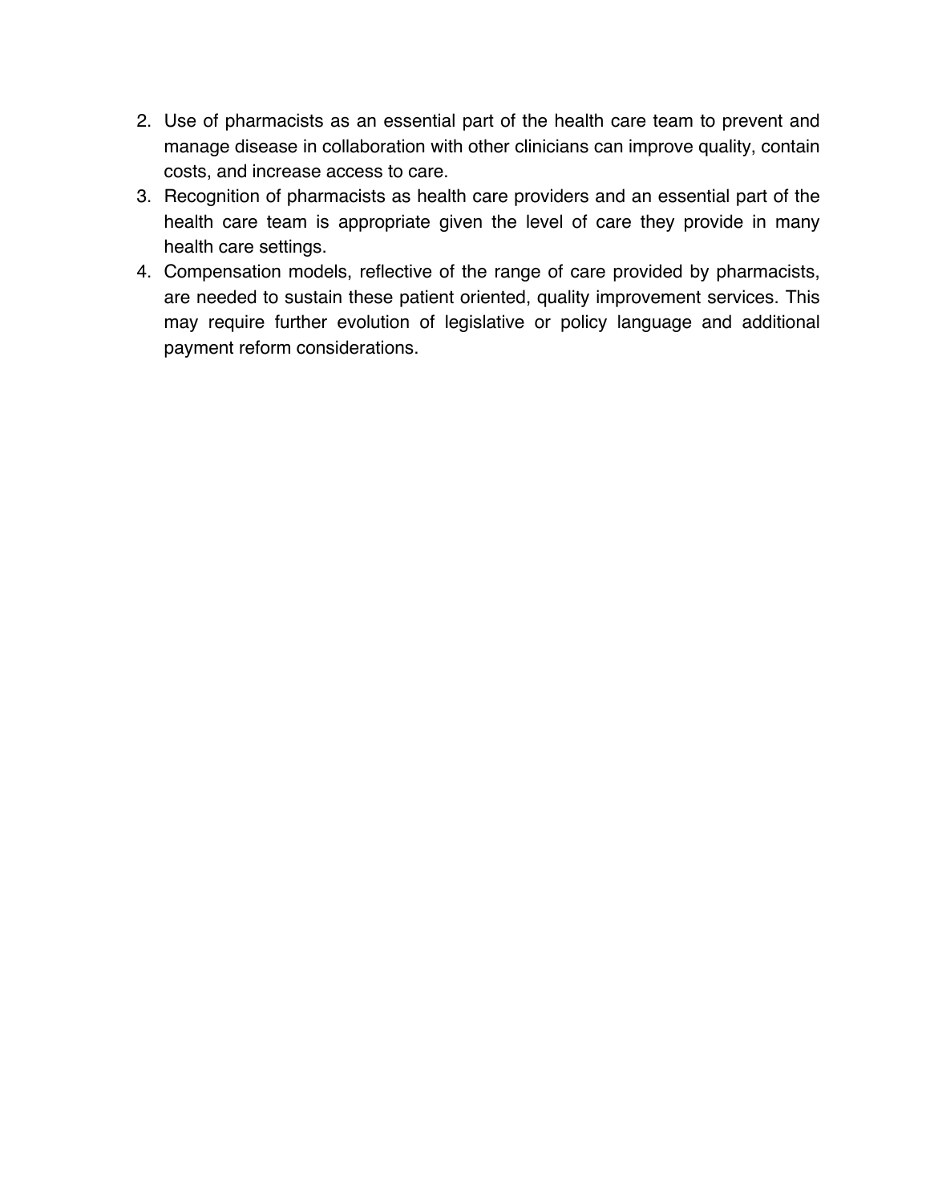2. Use of pharmacists as an essential part of the health care team to prevent and manage disease in collaboration with other clinicians can improve quality, contain costs, and increase access to care.
3. Recognition of pharmacists as health care providers and an essential part of the health care team is appropriate given the level of care they provide in many health care settings.
4. Compensation models, reflective of the range of care provided by pharmacists, are needed to sustain these patient oriented, quality improvement services. This may require further evolution of legislative or policy language and additional payment reform considerations.